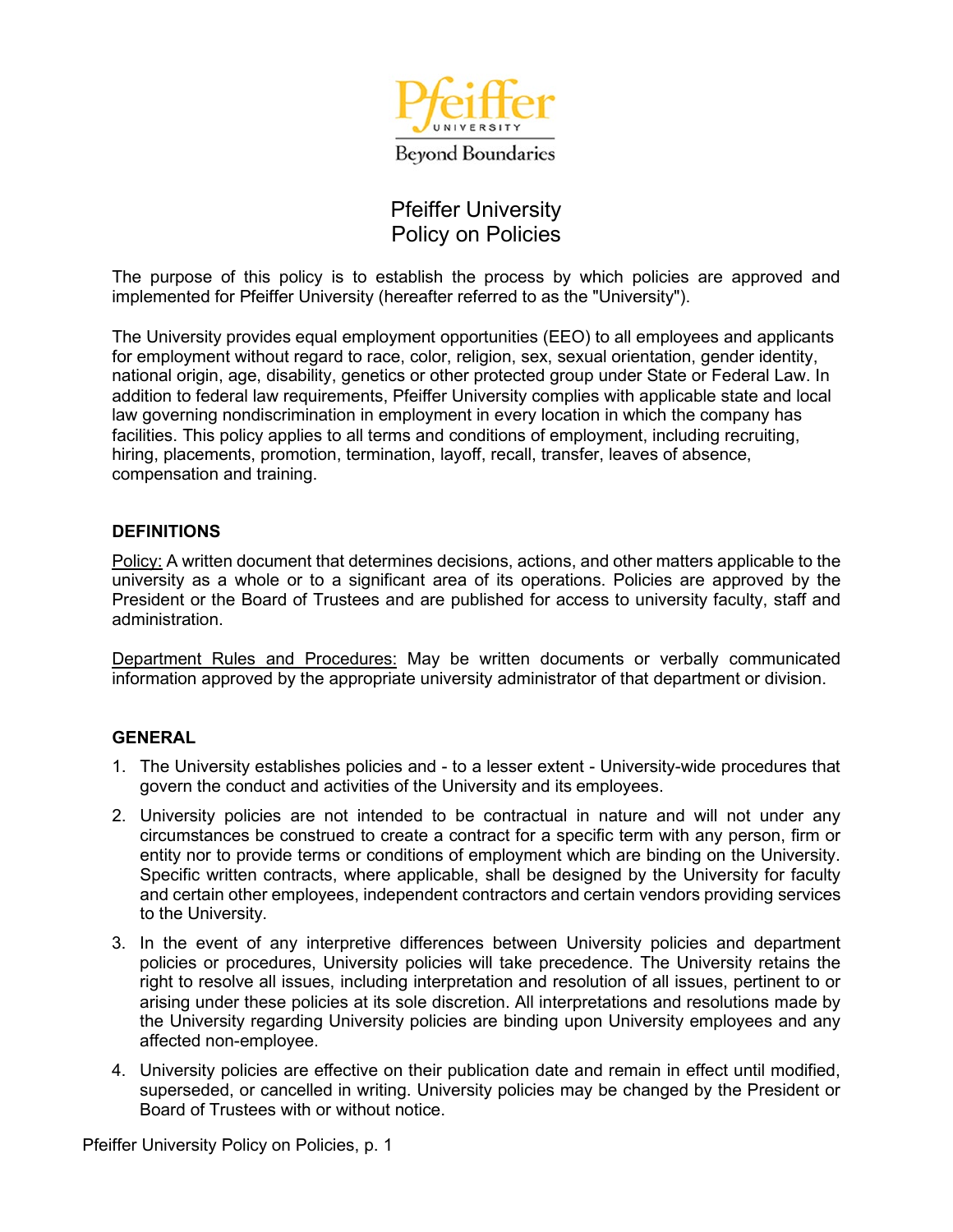Pfeiffer University

Beyond Boundaries

# Pfeiffer University
# Policy on Policies

The purpose of this policy is to establish the process by which policies are approved and implemented for Pfeiffer University (hereafter referred to as the "University").

The University provides equal employment opportunities (EEO) to all employees and applicants for employment without regard to race, color, religion, sex, sexual orientation, gender identity, national origin, age, disability, genetics or other protected group under State or Federal Law. In addition to federal law requirements, Pfeiffer University complies with applicable state and local law governing nondiscrimination in employment in every location in which the company has facilities. This policy applies to all terms and conditions of employment, including recruiting, hiring, placements, promotion, termination, layoff, recall, transfer, leaves of absence, compensation and training.

## DEFINITIONS

Policy: A written document that determines decisions, actions, and other matters applicable to the university as a whole or to a significant area of its operations. Policies are approved by the President or the Board of Trustees and are published for access to university faculty, staff and administration.

Department Rules and Procedures: May be written documents or verbally communicated information approved by the appropriate university administrator of that department or division.

## GENERAL

1. The University establishes policies and - to a lesser extent - University-wide procedures that govern the conduct and activities of the University and its employees.
2. University policies are not intended to be contractual in nature and will not under any circumstances be construed to create a contract for a specific term with any person, firm or entity nor to provide terms or conditions of employment which are binding on the University. Specific written contracts, where applicable, shall be designed by the University for faculty and certain other employees, independent contractors and certain vendors providing services to the University.
3. In the event of any interpretive differences between University policies and department policies or procedures, University policies will take precedence. The University retains the right to resolve all issues, including interpretation and resolution of all issues, pertinent to or arising under these policies at its sole discretion. All interpretations and resolutions made by the University regarding University policies are binding upon University employees and any affected non-employee.
4. University policies are effective on their publication date and remain in effect until modified, superseded, or cancelled in writing. University policies may be changed by the President or Board of Trustees with or without notice.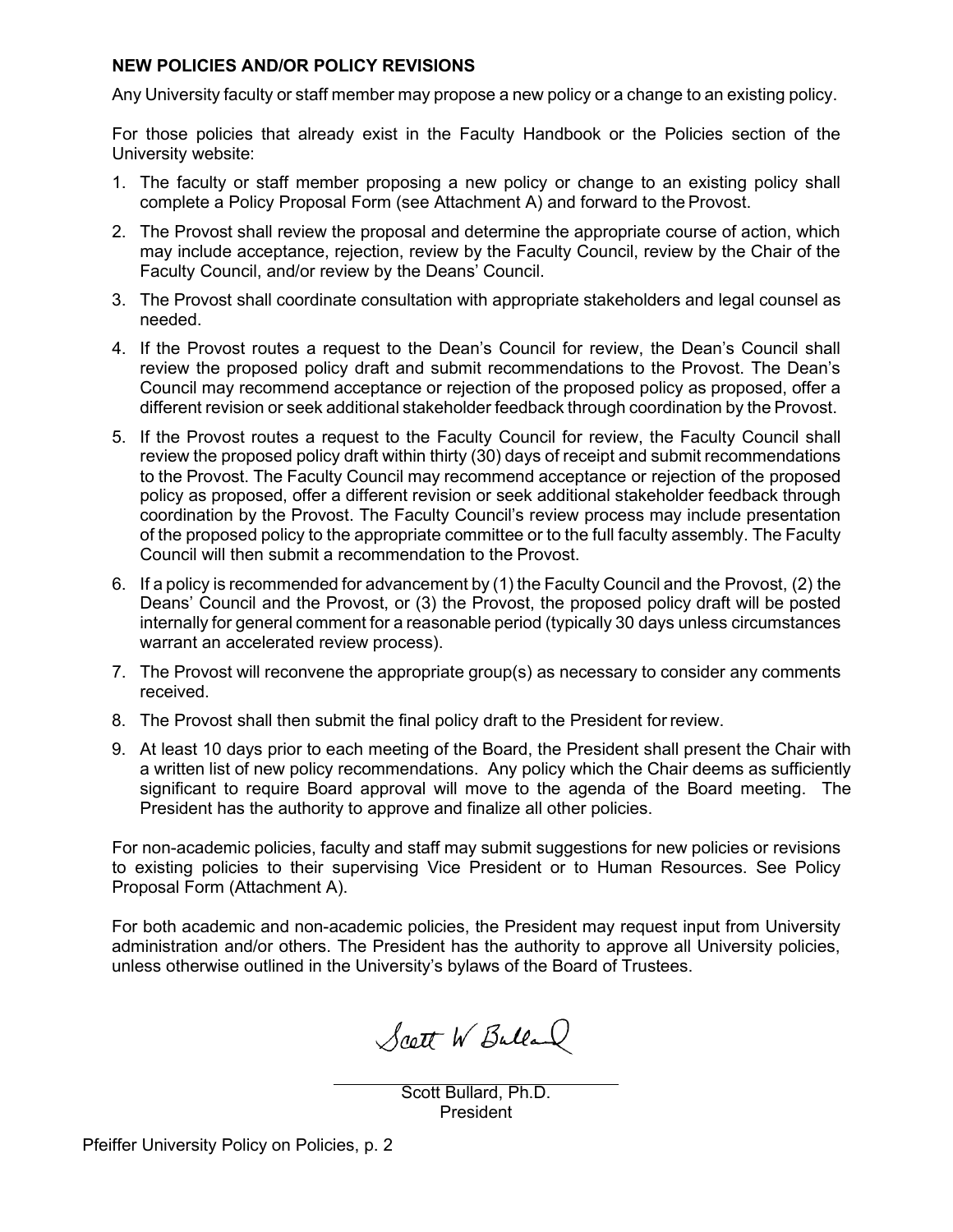**NEW POLICIES AND/OR POLICY REVISIONS**

Any University faculty or staff member may propose a new policy or a change to an existing policy.

For those policies that already exist in the Faculty Handbook or the Policies section of the University website:

1. The faculty or staff member proposing a new policy or change to an existing policy shall complete a Policy Proposal Form (see Attachment A) and forward to the Provost.
2. The Provost shall review the proposal and determine the appropriate course of action, which may include acceptance, rejection, review by the Faculty Council, review by the Chair of the Faculty Council, and/or review by the Deans' Council.
3. The Provost shall coordinate consultation with appropriate stakeholders and legal counsel as needed.
4. If the Provost routes a request to the Dean's Council for review, the Dean's Council shall review the proposed policy draft and submit recommendations to the Provost. The Dean's Council may recommend acceptance or rejection of the proposed policy as proposed, offer a different revision or seek additional stakeholder feedback through coordination by the Provost.
5. If the Provost routes a request to the Faculty Council for review, the Faculty Council shall review the proposed policy draft within thirty (30) days of receipt and submit recommendations to the Provost. The Faculty Council may recommend acceptance or rejection of the proposed policy as proposed, offer a different revision or seek additional stakeholder feedback through coordination by the Provost. The Faculty Council's review process may include presentation of the proposed policy to the appropriate committee or to the full faculty assembly. The Faculty Council will then submit a recommendation to the Provost.
6. If a policy is recommended for advancement by (1) the Faculty Council and the Provost, (2) the Deans' Council and the Provost, or (3) the Provost, the proposed policy draft will be posted internally for general comment for a reasonable period (typically 30 days unless circumstances warrant an accelerated review process).
7. The Provost will reconvene the appropriate group(s) as necessary to consider any comments received.
8. The Provost shall then submit the final policy draft to the President for review.
9. At least 10 days prior to each meeting of the Board, the President shall present the Chair with a written list of new policy recommendations. Any policy which the Chair deems as sufficiently significant to require Board approval will move to the agenda of the Board meeting. The President has the authority to approve and finalize all other policies.

For non-academic policies, faculty and staff may submit suggestions for new policies or revisions to existing policies to their supervising Vice President or to Human Resources. See Policy Proposal Form (Attachment A).

For both academic and non-academic policies, the President may request input from University administration and/or others. The President has the authority to approve all University policies, unless otherwise outlined in the University's bylaws of the Board of Trustees.

Scott W Bullard

Scott Bullard, Ph.D.
President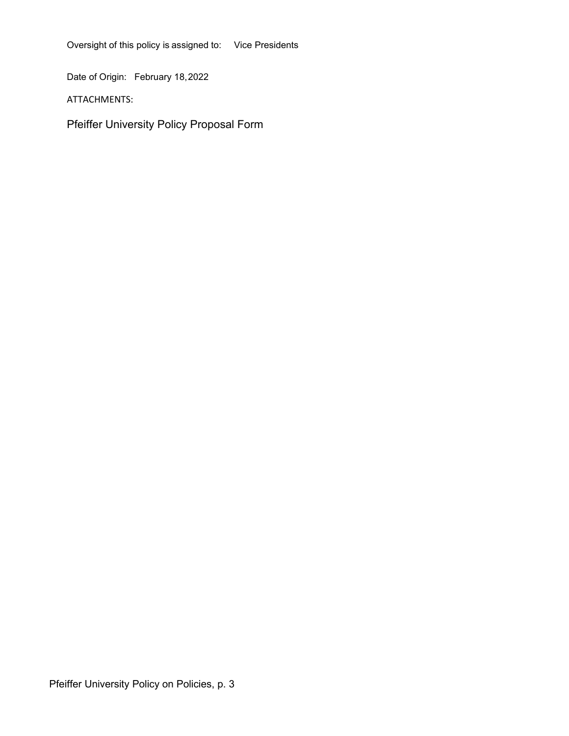Oversight of this policy is assigned to: Vice Presidents

Date of Origin: February 18, 2022

ATTACHMENTS:

Pfeiffer University Policy Proposal Form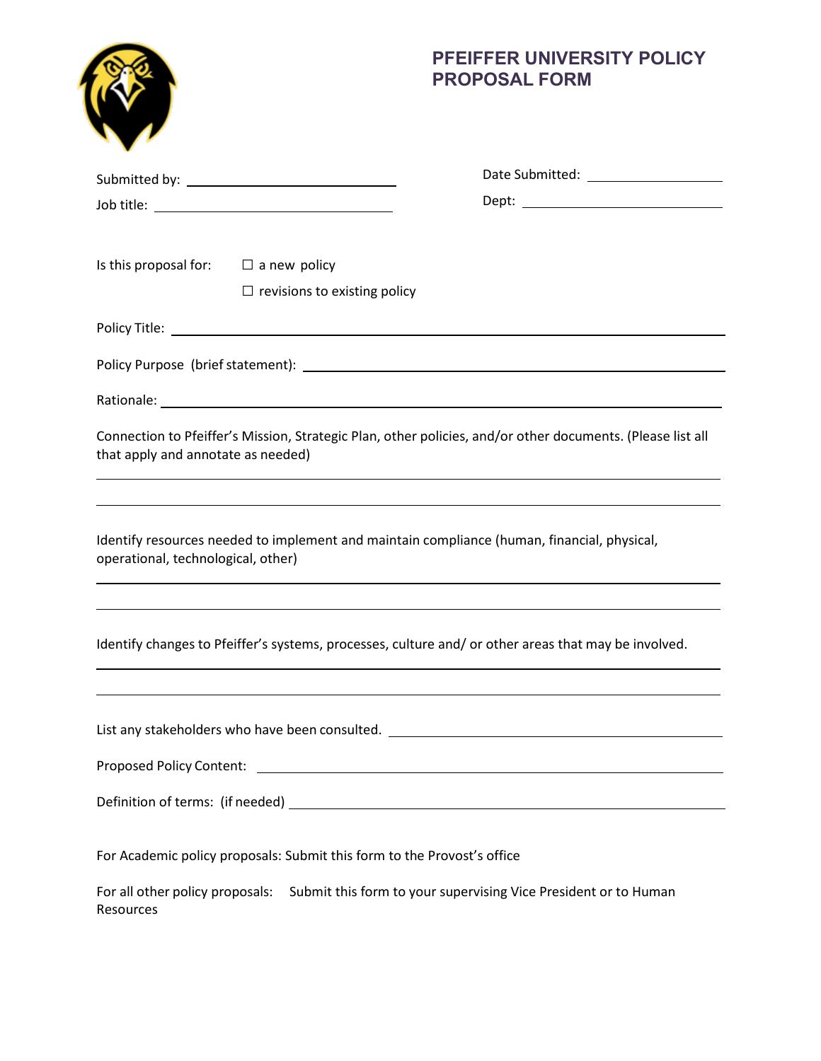# PFEIFFER UNIVERSITY POLICY PROPOSAL FORM

Submitted by: ______________________________

Date Submitted: ____________________

Job title: ______________________________

Dept: ______________________________

Is this proposal for: ☐ a new policy

☐ revisions to existing policy

Policy Title: ______________________________________________________________

Policy Purpose (brief statement): ______________________________________________

Rationale: __________________________________________________________________

Connection to Pfeiffer's Mission, Strategic Plan, other policies, and/or other documents. (Please list all that apply and annotate as needed)

______________________________________________________________________________

______________________________________________________________________________

Identify resources needed to implement and maintain compliance (human, financial, physical, operational, technological, other)

______________________________________________________________________________

______________________________________________________________________________

Identify changes to Pfeiffer's systems, processes, culture and/ or other areas that may be involved.

______________________________________________________________________________

______________________________________________________________________________

List any stakeholders who have been consulted. ______________________________________

Proposed Policy Content: ____________________________________________________

Definition of terms: (if needed) _______________________________________________

For Academic policy proposals: Submit this form to the Provost's office

For all other policy proposals: Submit this form to your supervising Vice President or to Human Resources